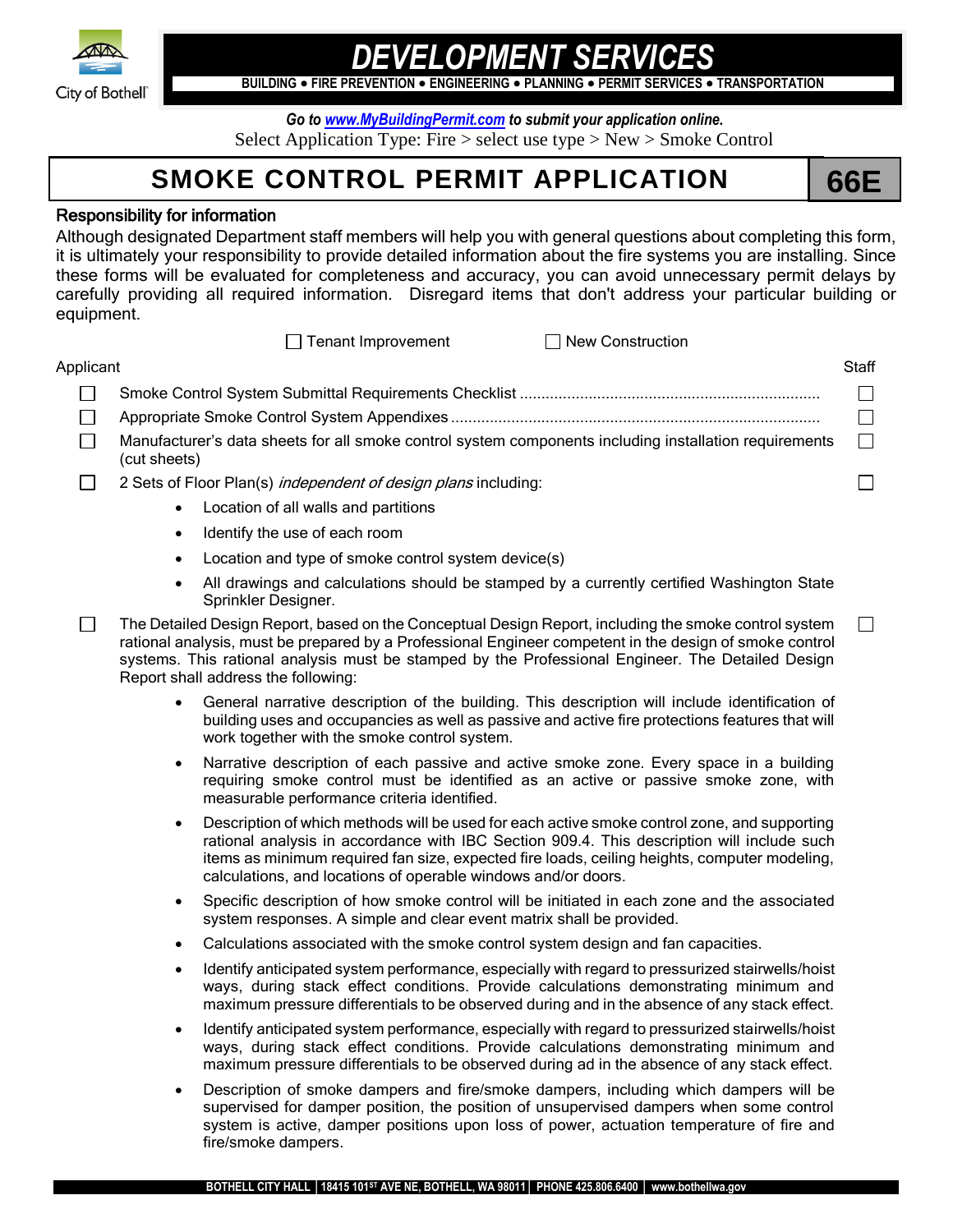City of Bothell

# DEVELOPMENT SERVICES

**BUILDING • FIRE PREVENTION • ENGINEERING • PLANNING • PERMIT SERVICES • TRANSPORTATION**

***Go to www.MyBuildingPermit.com to submit your application online.***

Select Application Type: Fire > select use type > New > Smoke Control

# SMOKE CONTROL PERMIT APPLICATION — 66E

**Responsibility for information**

Although designated Department staff members will help you with general questions about completing this form, it is ultimately your responsibility to provide detailed information about the fire systems you are installing. Since these forms will be evaluated for completeness and accuracy, you can avoid unnecessary permit delays by carefully providing all required information. Disregard items that don't address your particular building or equipment.

☐ Tenant Improvement ☐ New Construction

| Applicant | | Staff |
|---|---|---|
| ☐ | Smoke Control System Submittal Requirements Checklist | ☐ |
| ☐ | Appropriate Smoke Control System Appendixes | ☐ |
| ☐ | Manufacturer's data sheets for all smoke control system components including installation requirements (cut sheets) | ☐ |
| ☐ | 2 Sets of Floor Plan(s) *independent of design plans* including: | ☐ |

- Location of all walls and partitions
- Identify the use of each room
- Location and type of smoke control system device(s)
- All drawings and calculations should be stamped by a currently certified Washington State Sprinkler Designer.

| Applicant | | Staff |
|---|---|---|
| ☐ | The Detailed Design Report, based on the Conceptual Design Report, including the smoke control system rational analysis, must be prepared by a Professional Engineer competent in the design of smoke control systems. This rational analysis must be stamped by the Professional Engineer. The Detailed Design Report shall address the following: | ☐ |

- General narrative description of the building. This description will include identification of building uses and occupancies as well as passive and active fire protections features that will work together with the smoke control system.
- Narrative description of each passive and active smoke zone. Every space in a building requiring smoke control must be identified as an active or passive smoke zone, with measurable performance criteria identified.
- Description of which methods will be used for each active smoke control zone, and supporting rational analysis in accordance with IBC Section 909.4. This description will include such items as minimum required fan size, expected fire loads, ceiling heights, computer modeling, calculations, and locations of operable windows and/or doors.
- Specific description of how smoke control will be initiated in each zone and the associated system responses. A simple and clear event matrix shall be provided.
- Calculations associated with the smoke control system design and fan capacities.
- Identify anticipated system performance, especially with regard to pressurized stairwells/hoist ways, during stack effect conditions. Provide calculations demonstrating minimum and maximum pressure differentials to be observed during and in the absence of any stack effect.
- Identify anticipated system performance, especially with regard to pressurized stairwells/hoist ways, during stack effect conditions. Provide calculations demonstrating minimum and maximum pressure differentials to be observed during ad in the absence of any stack effect.
- Description of smoke dampers and fire/smoke dampers, including which dampers will be supervised for damper position, the position of unsupervised dampers when some control system is active, damper positions upon loss of power, actuation temperature of fire and fire/smoke dampers.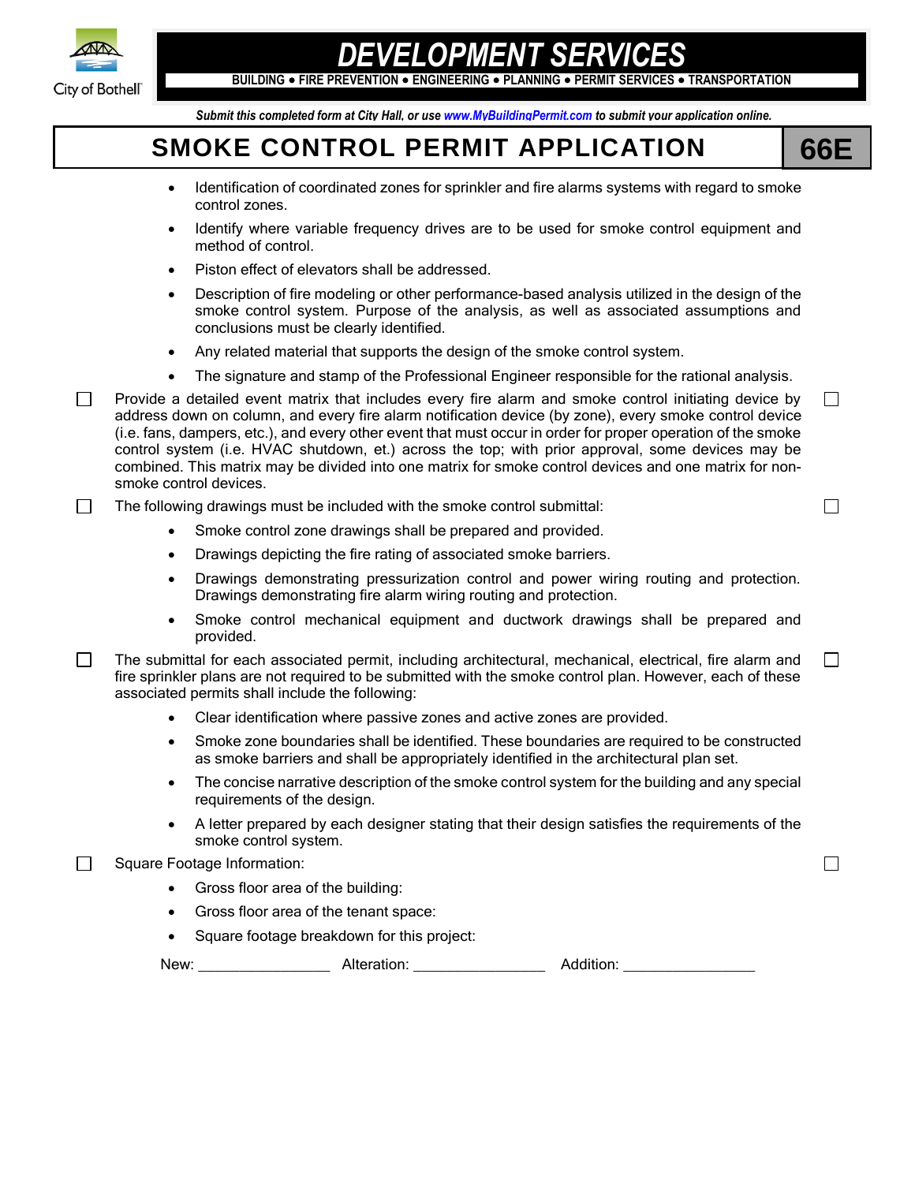# SMOKE CONTROL PERMIT APPLICATION

**66E**

- Identification of coordinated zones for sprinkler and fire alarms systems with regard to smoke control zones.
- Identify where variable frequency drives are to be used for smoke control equipment and method of control.
- Piston effect of elevators shall be addressed.
- Description of fire modeling or other performance-based analysis utilized in the design of the smoke control system. Purpose of the analysis, as well as associated assumptions and conclusions must be clearly identified.
- Any related material that supports the design of the smoke control system.
- The signature and stamp of the Professional Engineer responsible for the rational analysis.

☐ Provide a detailed event matrix that includes every fire alarm and smoke control initiating device by address down on column, and every fire alarm notification device (by zone), every smoke control device (i.e. fans, dampers, etc.), and every other event that must occur in order for proper operation of the smoke control system (i.e. HVAC shutdown, et.) across the top; with prior approval, some devices may be combined. This matrix may be divided into one matrix for smoke control devices and one matrix for non-smoke control devices. ☐

☐ The following drawings must be included with the smoke control submittal: ☐

- Smoke control zone drawings shall be prepared and provided.
- Drawings depicting the fire rating of associated smoke barriers.
- Drawings demonstrating pressurization control and power wiring routing and protection. Drawings demonstrating fire alarm wiring routing and protection.
- Smoke control mechanical equipment and ductwork drawings shall be prepared and provided.

☐ The submittal for each associated permit, including architectural, mechanical, electrical, fire alarm and fire sprinkler plans are not required to be submitted with the smoke control plan. However, each of these associated permits shall include the following: ☐

- Clear identification where passive zones and active zones are provided.
- Smoke zone boundaries shall be identified. These boundaries are required to be constructed as smoke barriers and shall be appropriately identified in the architectural plan set.
- The concise narrative description of the smoke control system for the building and any special requirements of the design.
- A letter prepared by each designer stating that their design satisfies the requirements of the smoke control system.

☐ Square Footage Information: ☐

- Gross floor area of the building:
- Gross floor area of the tenant space:
- Square footage breakdown for this project:

New: ________________ Alteration: ________________ Addition: ________________